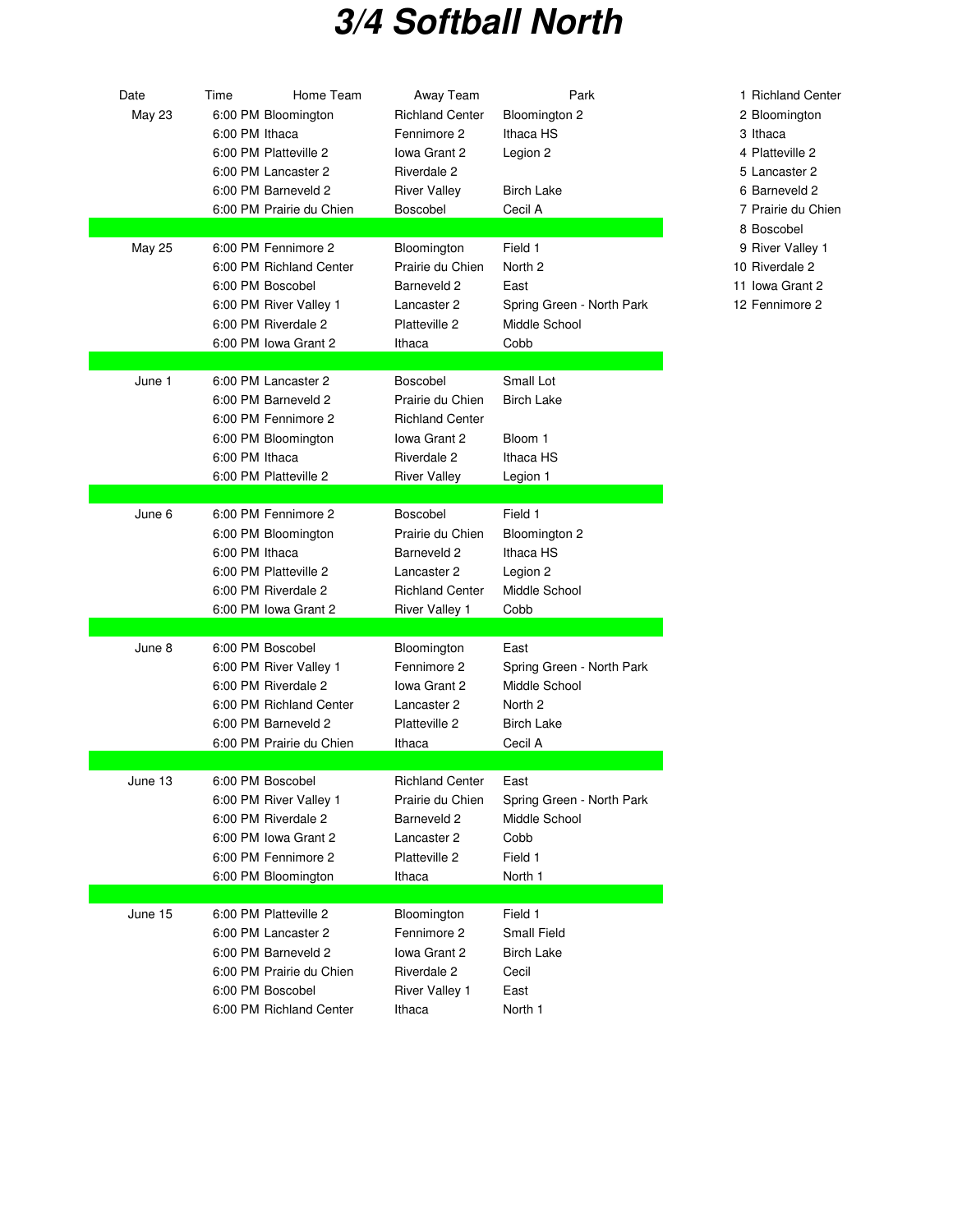# 3/4 Softball North

| Date | Time | Home Team | Away Team | Park |
|---|---|---|---|---|
| May 23 | 6:00 PM | Bloomington | Richland Center | Bloomington 2 |
| | 6:00 PM | Ithaca | Fennimore 2 | Ithaca HS |
| | 6:00 PM | Platteville 2 | Iowa Grant 2 | Legion 2 |
| | 6:00 PM | Lancaster 2 | Riverdale 2 | |
| | 6:00 PM | Barneveld 2 | River Valley | Birch Lake |
| | 6:00 PM | Prairie du Chien | Boscobel | Cecil A |
| May 25 | 6:00 PM | Fennimore 2 | Bloomington | Field 1 |
| | 6:00 PM | Richland Center | Prairie du Chien | North 2 |
| | 6:00 PM | Boscobel | Barneveld 2 | East |
| | 6:00 PM | River Valley 1 | Lancaster 2 | Spring Green - North Park |
| | 6:00 PM | Riverdale 2 | Platteville 2 | Middle School |
| | 6:00 PM | Iowa Grant 2 | Ithaca | Cobb |
| June 1 | 6:00 PM | Lancaster 2 | Boscobel | Small Lot |
| | 6:00 PM | Barneveld 2 | Prairie du Chien | Birch Lake |
| | 6:00 PM | Fennimore 2 | Richland Center | |
| | 6:00 PM | Bloomington | Iowa Grant 2 | Bloom 1 |
| | 6:00 PM | Ithaca | Riverdale 2 | Ithaca HS |
| | 6:00 PM | Platteville 2 | River Valley | Legion 1 |
| June 6 | 6:00 PM | Fennimore 2 | Boscobel | Field 1 |
| | 6:00 PM | Bloomington | Prairie du Chien | Bloomington 2 |
| | 6:00 PM | Ithaca | Barneveld 2 | Ithaca HS |
| | 6:00 PM | Platteville 2 | Lancaster 2 | Legion 2 |
| | 6:00 PM | Riverdale 2 | Richland Center | Middle School |
| | 6:00 PM | Iowa Grant 2 | River Valley 1 | Cobb |
| June 8 | 6:00 PM | Boscobel | Bloomington | East |
| | 6:00 PM | River Valley 1 | Fennimore 2 | Spring Green - North Park |
| | 6:00 PM | Riverdale 2 | Iowa Grant 2 | Middle School |
| | 6:00 PM | Richland Center | Lancaster 2 | North 2 |
| | 6:00 PM | Barneveld 2 | Platteville 2 | Birch Lake |
| | 6:00 PM | Prairie du Chien | Ithaca | Cecil A |
| June 13 | 6:00 PM | Boscobel | Richland Center | East |
| | 6:00 PM | River Valley 1 | Prairie du Chien | Spring Green - North Park |
| | 6:00 PM | Riverdale 2 | Barneveld 2 | Middle School |
| | 6:00 PM | Iowa Grant 2 | Lancaster 2 | Cobb |
| | 6:00 PM | Fennimore 2 | Platteville 2 | Field 1 |
| | 6:00 PM | Bloomington | Ithaca | North 1 |
| June 15 | 6:00 PM | Platteville 2 | Bloomington | Field 1 |
| | 6:00 PM | Lancaster 2 | Fennimore 2 | Small Field |
| | 6:00 PM | Barneveld 2 | Iowa Grant 2 | Birch Lake |
| | 6:00 PM | Prairie du Chien | Riverdale 2 | Cecil |
| | 6:00 PM | Boscobel | River Valley 1 | East |
| | 6:00 PM | Richland Center | Ithaca | North 1 |

1. Richland Center
2. Bloomington
3. Ithaca
4. Platteville 2
5. Lancaster 2
6. Barneveld 2
7. Prairie du Chien
8. Boscobel
9. River Valley 1
10. Riverdale 2
11. Iowa Grant 2
12. Fennimore 2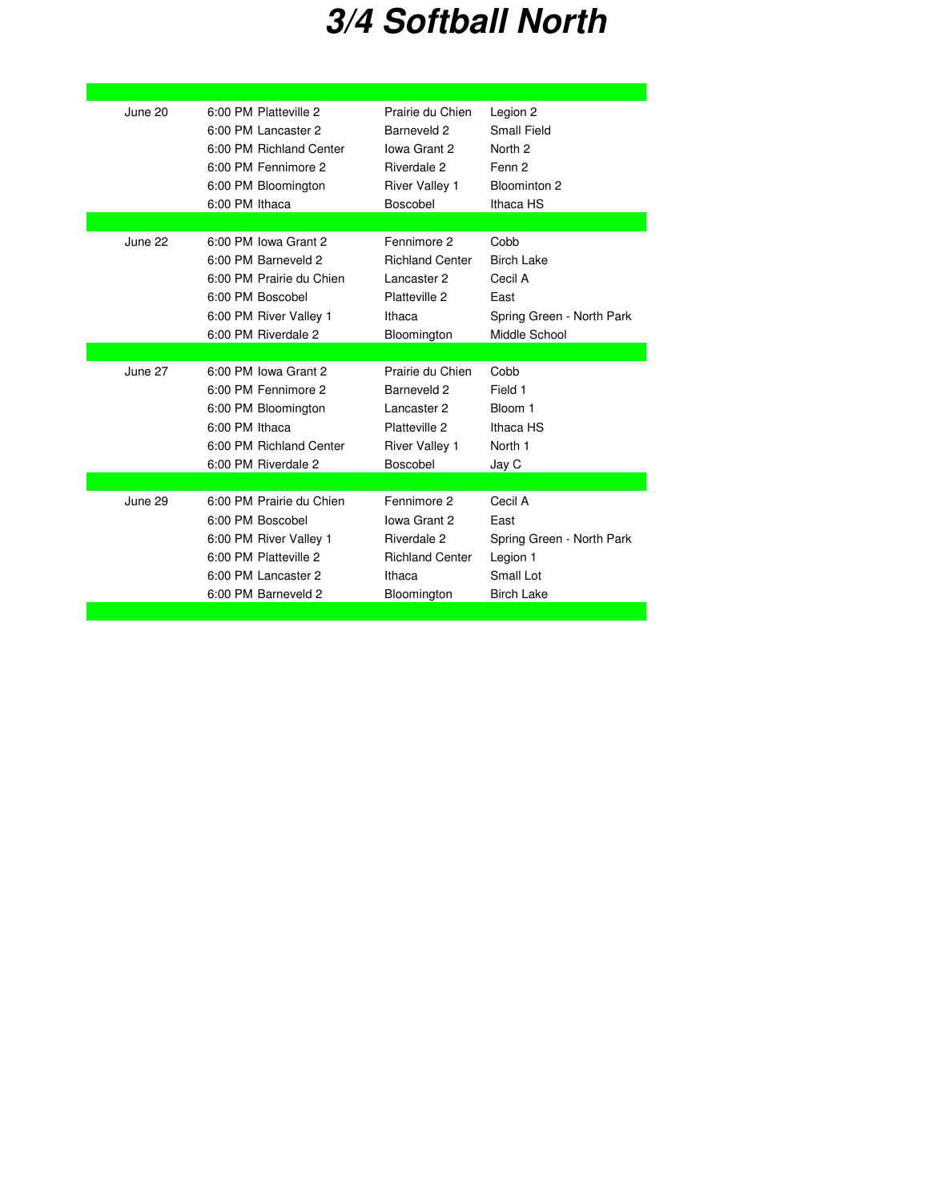# 3/4 Softball North

| | | | | |
|---|---|---|---|---|
| June 20 | 6:00 PM | Platteville 2 | Prairie du Chien | Legion 2 |
| | 6:00 PM | Lancaster 2 | Barneveld 2 | Small Field |
| | 6:00 PM | Richland Center | Iowa Grant 2 | North 2 |
| | 6:00 PM | Fennimore 2 | Riverdale 2 | Fenn 2 |
| | 6:00 PM | Bloomington | River Valley 1 | Bloominton 2 |
| | 6:00 PM | Ithaca | Boscobel | Ithaca HS |
| June 22 | 6:00 PM | Iowa Grant 2 | Fennimore 2 | Cobb |
| | 6:00 PM | Barneveld 2 | Richland Center | Birch Lake |
| | 6:00 PM | Prairie du Chien | Lancaster 2 | Cecil A |
| | 6:00 PM | Boscobel | Platteville 2 | East |
| | 6:00 PM | River Valley 1 | Ithaca | Spring Green - North Park |
| | 6:00 PM | Riverdale 2 | Bloomington | Middle School |
| June 27 | 6:00 PM | Iowa Grant 2 | Prairie du Chien | Cobb |
| | 6:00 PM | Fennimore 2 | Barneveld 2 | Field 1 |
| | 6:00 PM | Bloomington | Lancaster 2 | Bloom 1 |
| | 6:00 PM | Ithaca | Platteville 2 | Ithaca HS |
| | 6:00 PM | Richland Center | River Valley 1 | North 1 |
| | 6:00 PM | Riverdale 2 | Boscobel | Jay C |
| June 29 | 6:00 PM | Prairie du Chien | Fennimore 2 | Cecil A |
| | 6:00 PM | Boscobel | Iowa Grant 2 | East |
| | 6:00 PM | River Valley 1 | Riverdale 2 | Spring Green - North Park |
| | 6:00 PM | Platteville 2 | Richland Center | Legion 1 |
| | 6:00 PM | Lancaster 2 | Ithaca | Small Lot |
| | 6:00 PM | Barneveld 2 | Bloomington | Birch Lake |